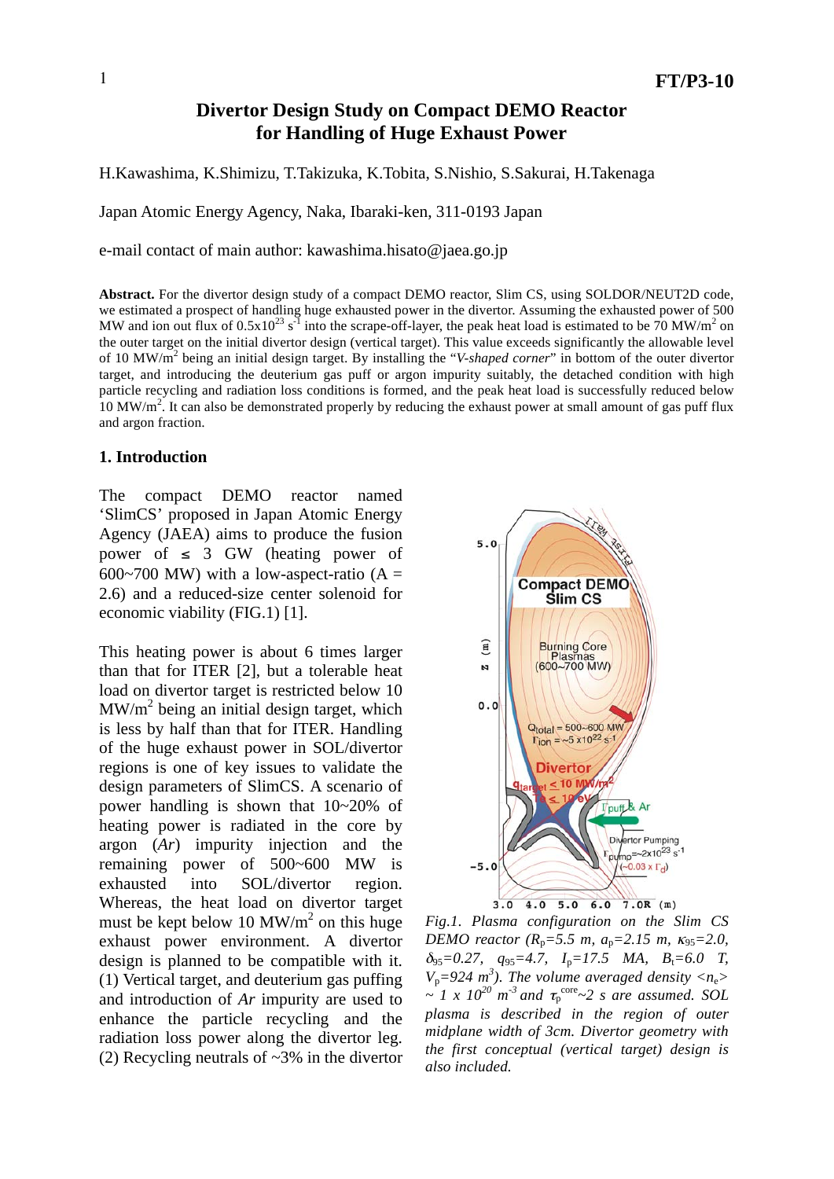# Divertor Design Study on Compact DEMO Reactor for Handling of Huge Exhaust Power

H.Kawashima, K.Shimizu, T.Takizuka, K.Tobita, S.Nishio, S.Sakurai, H.Takenaga

Japan Atomic Energy Agency, Naka, Ibaraki-ken, 311-0193 Japan

e-mail contact of main author: kawashima.hisato@jaea.go.jp

**Abstract.** For the divertor design study of a compact DEMO reactor, Slim CS, using SOLDOR/NEUT2D code, we estimated a prospect of handling huge exhausted power in the divertor. Assuming the exhausted power of 500 MW and ion out flux of $0.5 \times 10^{23}$ $s^{-1}$ into the scrape-off-layer, the peak heat load is estimated to be 70 $MW/m^2$ on the outer target on the initial divertor design (vertical target). This value exceeds significantly the allowable level of 10 $MW/m^2$ being an initial design target. By installing the "*V-shaped corner*" in bottom of the outer divertor target, and introducing the deuterium gas puff or argon impurity suitably, the detached condition with high particle recycling and radiation loss conditions is formed, and the peak heat load is successfully reduced below 10 $MW/m^2$. It can also be demonstrated properly by reducing the exhaust power at small amount of gas puff flux and argon fraction.

## 1. Introduction

The compact DEMO reactor named 'SlimCS' proposed in Japan Atomic Energy Agency (JAEA) aims to produce the fusion power of ≤ 3 GW (heating power of 600~700 MW) with a low-aspect-ratio (A = 2.6) and a reduced-size center solenoid for economic viability (FIG.1) [1].

This heating power is about 6 times larger than that for ITER [2], but a tolerable heat load on divertor target is restricted below 10 $MW/m^2$ being an initial design target, which is less by half than that for ITER. Handling of the huge exhaust power in SOL/divertor regions is one of key issues to validate the design parameters of SlimCS. A scenario of power handling is shown that 10~20% of heating power is radiated in the core by argon (*Ar*) impurity injection and the remaining power of 500~600 MW is exhausted into SOL/divertor region. Whereas, the heat load on divertor target must be kept below 10 $MW/m^2$ on this huge exhaust power environment. A divertor design is planned to be compatible with it. (1) Vertical target, and deuterium gas puffing and introduction of *Ar* impurity are used to enhance the particle recycling and the radiation loss power along the divertor leg. (2) Recycling neutrals of ~3% in the divertor

*Fig.1. Plasma configuration on the Slim CS DEMO reactor ($R_p$=5.5 m, $a_p$=2.15 m, $\kappa_{95}$=2.0, $\delta_{95}$=0.27, $q_{95}$=4.7, $I_p$=17.5 MA, $B_t$=6.0 T, $V_p$=924 $m^3$). The volume averaged density $<n_e> \sim 1 \times 10^{20}$ $m^{-3}$ and $\tau_p^{core}$~2 s are assumed. SOL plasma is described in the region of outer midplane width of 3cm. Divertor geometry with the first conceptual (vertical target) design is also included.*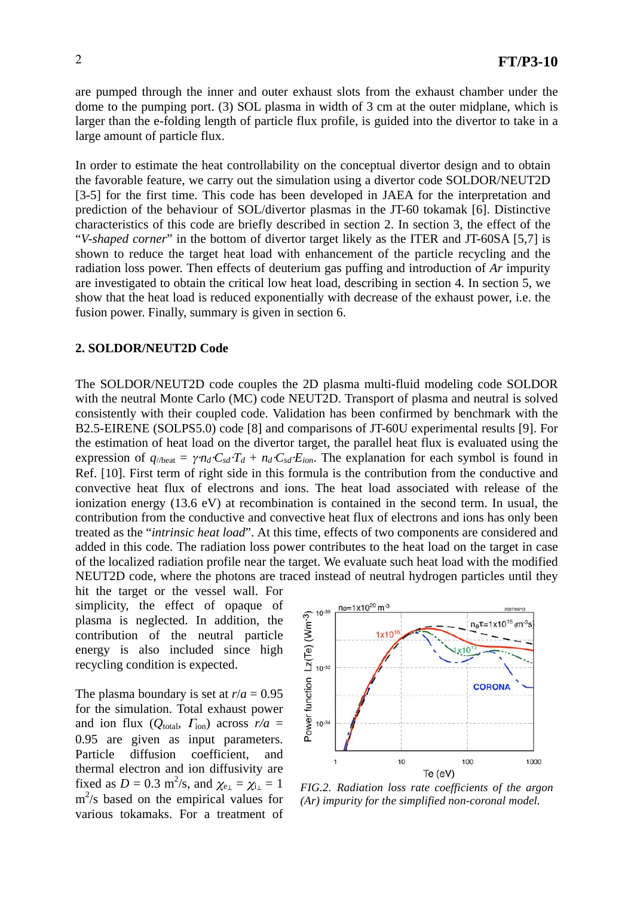are pumped through the inner and outer exhaust slots from the exhaust chamber under the dome to the pumping port. (3) SOL plasma in width of 3 cm at the outer midplane, which is larger than the e-folding length of particle flux profile, is guided into the divertor to take in a large amount of particle flux.

In order to estimate the heat controllability on the conceptual divertor design and to obtain the favorable feature, we carry out the simulation using a divertor code SOLDOR/NEUT2D [3-5] for the first time. This code has been developed in JAEA for the interpretation and prediction of the behaviour of SOL/divertor plasmas in the JT-60 tokamak [6]. Distinctive characteristics of this code are briefly described in section 2. In section 3, the effect of the "*V-shaped corner*" in the bottom of divertor target likely as the ITER and JT-60SA [5,7] is shown to reduce the target heat load with enhancement of the particle recycling and the radiation loss power. Then effects of deuterium gas puffing and introduction of *Ar* impurity are investigated to obtain the critical low heat load, describing in section 4. In section 5, we show that the heat load is reduced exponentially with decrease of the exhaust power, i.e. the fusion power. Finally, summary is given in section 6.

## 2. SOLDOR/NEUT2D Code

The SOLDOR/NEUT2D code couples the 2D plasma multi-fluid modeling code SOLDOR with the neutral Monte Carlo (MC) code NEUT2D. Transport of plasma and neutral is solved consistently with their coupled code. Validation has been confirmed by benchmark with the B2.5-EIRENE (SOLPS5.0) code [8] and comparisons of JT-60U experimental results [9]. For the estimation of heat load on the divertor target, the parallel heat flux is evaluated using the expression of $q_{//\mathrm{heat}} = \gamma \cdot n_d \cdot C_{sd} \cdot T_d + n_d \cdot C_{sd} \cdot E_{ion}$. The explanation for each symbol is found in Ref. [10]. First term of right side in this formula is the contribution from the conductive and convective heat flux of electrons and ions. The heat load associated with release of the ionization energy (13.6 eV) at recombination is contained in the second term. In usual, the contribution from the conductive and convective heat flux of electrons and ions has only been treated as the "*intrinsic heat load*". At this time, effects of two components are considered and added in this code. The radiation loss power contributes to the heat load on the target in case of the localized radiation profile near the target. We evaluate such heat load with the modified NEUT2D code, where the photons are traced instead of neutral hydrogen particles until they hit the target or the vessel wall. For simplicity, the effect of opaque of plasma is neglected. In addition, the contribution of the neutral particle energy is also included since high recycling condition is expected.

The plasma boundary is set at $r/a$ = 0.95 for the simulation. Total exhaust power and ion flux ($Q_{\mathrm{total}}$, $\Gamma_{\mathrm{ion}}$) across $r/a$ = 0.95 are given as input parameters. Particle diffusion coefficient, and thermal electron and ion diffusivity are fixed as $D$ = 0.3 m$^2$/s, and $\chi_{e\perp} = \chi_{i\perp}$ = 1 m$^2$/s based on the empirical values for various tokamaks. For a treatment of

*FIG.2. Radiation loss rate coefficients of the argon (Ar) impurity for the simplified non-coronal model.*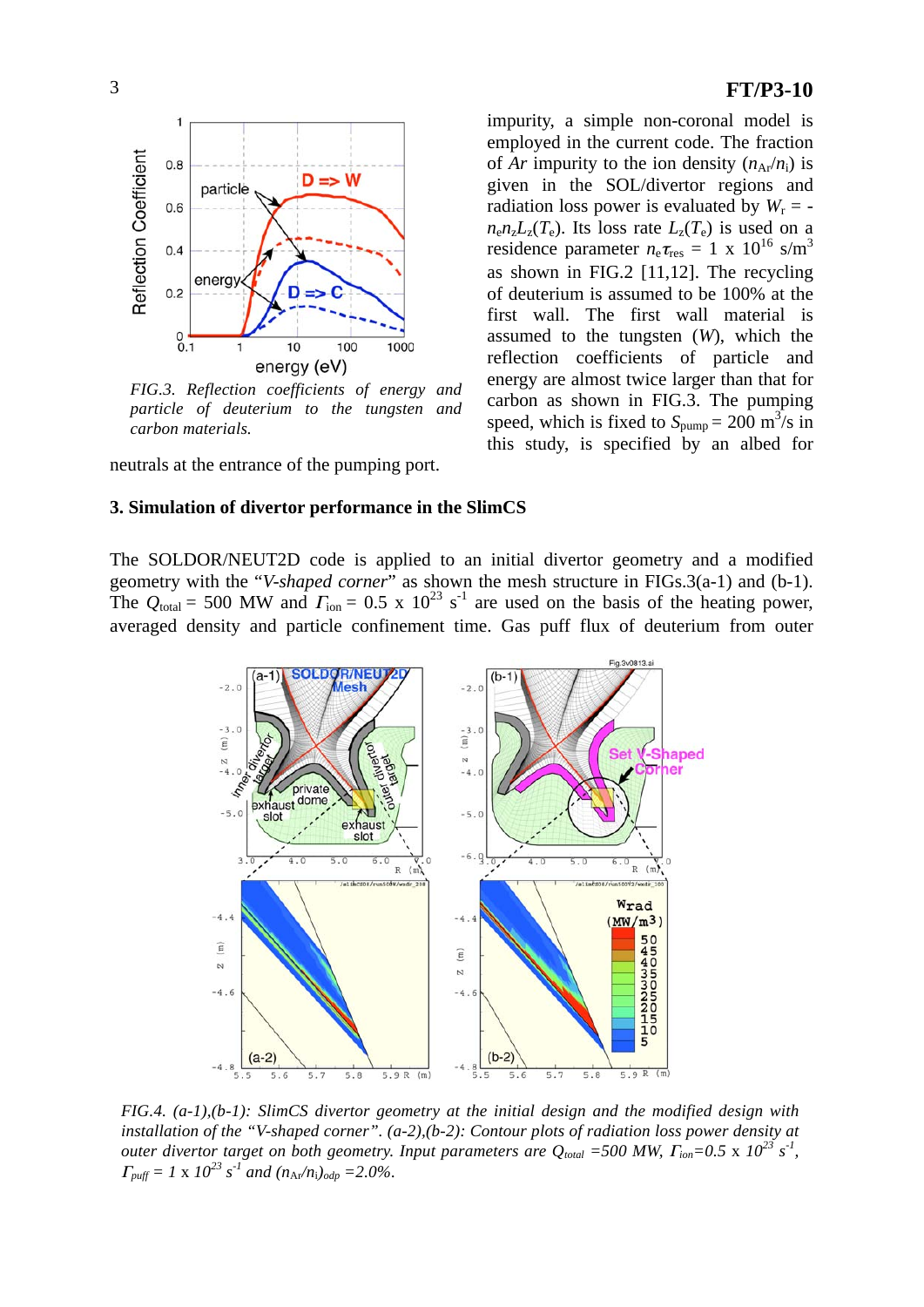impurity, a simple non-coronal model is employed in the current code. The fraction of $Ar$ impurity to the ion density ($n_{Ar}/n_i$) is given in the SOL/divertor regions and radiation loss power is evaluated by $W_r = -n_e n_z L_z(T_e)$. Its loss rate $L_z(T_e)$ is used on a residence parameter $n_e\tau_{res}$ = 1 x $10^{16}$ s/m$^3$ as shown in FIG.2 [11,12]. The recycling of deuterium is assumed to be 100% at the first wall. The first wall material is assumed to the tungsten ($W$), which the reflection coefficients of particle and energy are almost twice larger than that for carbon as shown in FIG.3. The pumping speed, which is fixed to $S_{pump}$ = 200 m$^3$/s in this study, is specified by an albed for neutrals at the entrance of the pumping port.

*FIG.3. Reflection coefficients of energy and particle of deuterium to the tungsten and carbon materials.*

## 3. Simulation of divertor performance in the SlimCS

The SOLDOR/NEUT2D code is applied to an initial divertor geometry and a modified geometry with the "*V-shaped corner*" as shown the mesh structure in FIGs.3(a-1) and (b-1). The $Q_{total}$ = 500 MW and $\Gamma_{ion}$ = 0.5 x $10^{23}$ s$^{-1}$ are used on the basis of the heating power, averaged density and particle confinement time. Gas puff flux of deuterium from outer

*FIG.4. (a-1),(b-1): SlimCS divertor geometry at the initial design and the modified design with installation of the "V-shaped corner". (a-2),(b-2): Contour plots of radiation loss power density at outer divertor target on both geometry. Input parameters are $Q_{total}$ =500 MW, $\Gamma_{ion}$=0.5 x $10^{23}$ s$^{-1}$, $\Gamma_{puff}$ = 1 x $10^{23}$ s$^{-1}$ and $(n_{Ar}/n_i)_{odp}$ =2.0%.*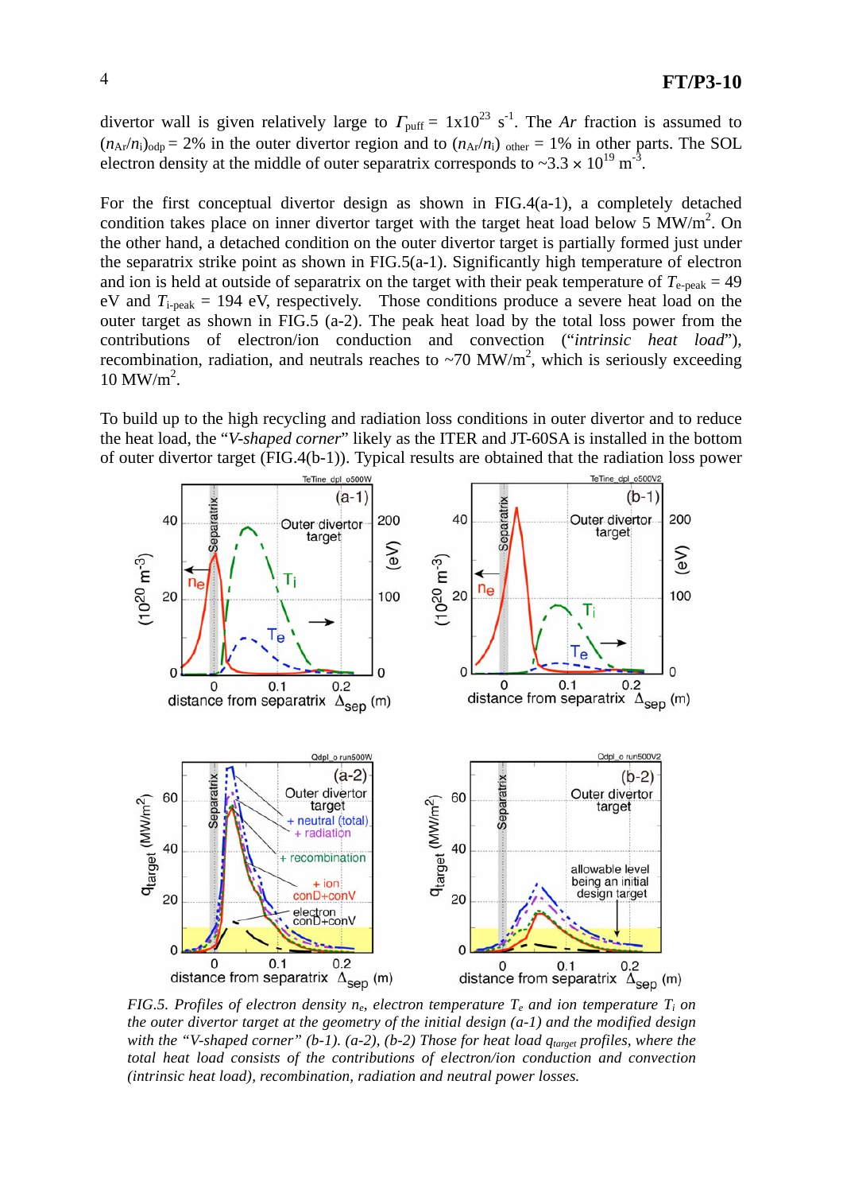divertor wall is given relatively large to $\Gamma_{puff} = 1\times10^{23}$ s$^{-1}$. The *Ar* fraction is assumed to $(n_{Ar}/n_i)_{odp} = 2\%$ in the outer divertor region and to $(n_{Ar}/n_i)_{other} = 1\%$ in other parts. The SOL electron density at the middle of outer separatrix corresponds to $\sim3.3\times10^{19}$ m$^{-3}$.

For the first conceptual divertor design as shown in FIG.4(a-1), a completely detached condition takes place on inner divertor target with the target heat load below 5 MW/m$^2$. On the other hand, a detached condition on the outer divertor target is partially formed just under the separatrix strike point as shown in FIG.5(a-1). Significantly high temperature of electron and ion is held at outside of separatrix on the target with their peak temperature of $T_{e\text{-}peak} = 49$ eV and $T_{i\text{-}peak} = 194$ eV, respectively. Those conditions produce a severe heat load on the outer target as shown in FIG.5 (a-2). The peak heat load by the total loss power from the contributions of electron/ion conduction and convection ("*intrinsic heat load*"), recombination, radiation, and neutrals reaches to ~70 MW/m$^2$, which is seriously exceeding 10 MW/m$^2$.

To build up to the high recycling and radiation loss conditions in outer divertor and to reduce the heat load, the "*V-shaped corner*" likely as the ITER and JT-60SA is installed in the bottom of outer divertor target (FIG.4(b-1)). Typical results are obtained that the radiation loss power

*FIG.5. Profiles of electron density $n_e$, electron temperature $T_e$ and ion temperature $T_i$ on the outer divertor target at the geometry of the initial design (a-1) and the modified design with the "V-shaped corner" (b-1). (a-2), (b-2) Those for heat load $q_{target}$ profiles, where the total heat load consists of the contributions of electron/ion conduction and convection (intrinsic heat load), recombination, radiation and neutral power losses.*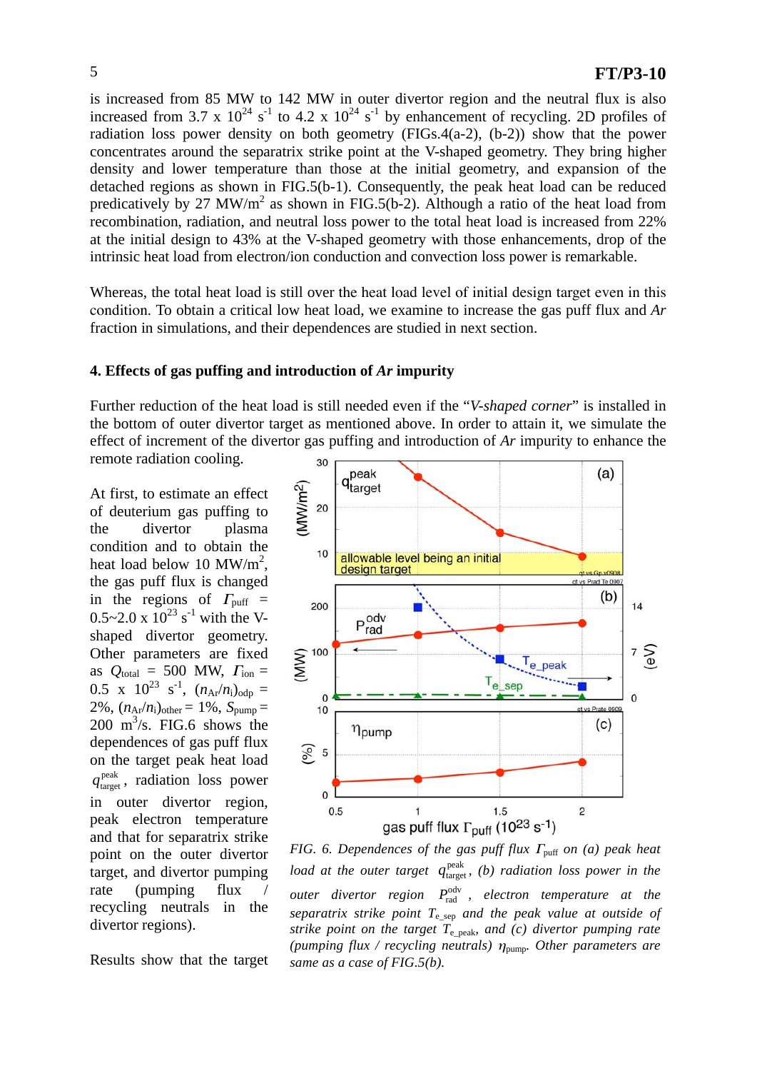is increased from 85 MW to 142 MW in outer divertor region and the neutral flux is also increased from 3.7 x $10^{24}$ $s^{-1}$ to 4.2 x $10^{24}$ $s^{-1}$ by enhancement of recycling. 2D profiles of radiation loss power density on both geometry (FIGs.4(a-2), (b-2)) show that the power concentrates around the separatrix strike point at the V-shaped geometry. They bring higher density and lower temperature than those at the initial geometry, and expansion of the detached regions as shown in FIG.5(b-1). Consequently, the peak heat load can be reduced predicatively by 27 MW/$m^2$ as shown in FIG.5(b-2). Although a ratio of the heat load from recombination, radiation, and neutral loss power to the total heat load is increased from 22% at the initial design to 43% at the V-shaped geometry with those enhancements, drop of the intrinsic heat load from electron/ion conduction and convection loss power is remarkable.

Whereas, the total heat load is still over the heat load level of initial design target even in this condition. To obtain a critical low heat load, we examine to increase the gas puff flux and *Ar* fraction in simulations, and their dependences are studied in next section.

## 4. Effects of gas puffing and introduction of *Ar* impurity

Further reduction of the heat load is still needed even if the "*V-shaped corner*" is installed in the bottom of outer divertor target as mentioned above. In order to attain it, we simulate the effect of increment of the divertor gas puffing and introduction of *Ar* impurity to enhance the remote radiation cooling.

At first, to estimate an effect of deuterium gas puffing to the divertor plasma condition and to obtain the heat load below 10 MW/$m^2$, the gas puff flux is changed in the regions of $\Gamma_{puff}$ = 0.5~2.0 x $10^{23}$ $s^{-1}$ with the V-shaped divertor geometry. Other parameters are fixed as $Q_{total}$ = 500 MW, $\Gamma_{ion}$ = 0.5 x $10^{23}$ $s^{-1}$, $(n_{Ar}/n_i)_{odp}$ = 2%, $(n_{Ar}/n_i)_{other}$ = 1%, $S_{pump}$ = 200 $m^3$/s. FIG.6 shows the dependences of gas puff flux on the target peak heat load $q^{peak}_{target}$, radiation loss power in outer divertor region, peak electron temperature and that for separatrix strike point on the outer divertor target, and divertor pumping rate (pumping flux / recycling neutrals in the divertor regions).

Results show that the target

*FIG. 6. Dependences of the gas puff flux $\Gamma_{puff}$ on (a) peak heat load at the outer target $q^{peak}_{target}$, (b) radiation loss power in the outer divertor region $P^{odv}_{rad}$, electron temperature at the separatrix strike point $T_{e\_sep}$ and the peak value at outside of strike point on the target $T_{e\_peak}$, and (c) divertor pumping rate (pumping flux / recycling neutrals) $\eta_{pump}$. Other parameters are same as a case of FIG.5(b).*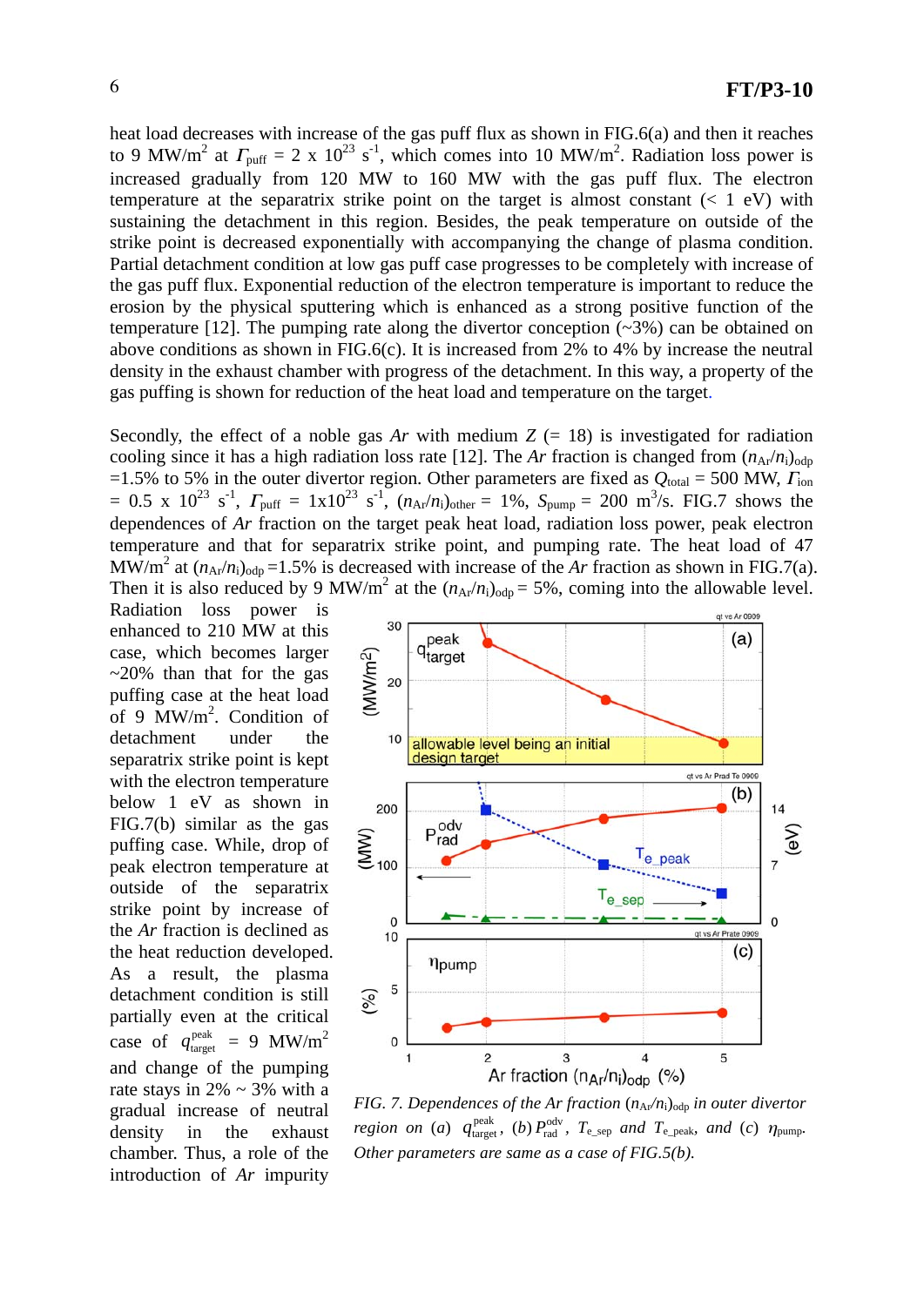heat load decreases with increase of the gas puff flux as shown in FIG.6(a) and then it reaches to 9 MW/m$^2$ at $\Gamma_{puff}$ = 2 x 10$^{23}$ s$^{-1}$, which comes into 10 MW/m$^2$. Radiation loss power is increased gradually from 120 MW to 160 MW with the gas puff flux. The electron temperature at the separatrix strike point on the target is almost constant (< 1 eV) with sustaining the detachment in this region. Besides, the peak temperature on outside of the strike point is decreased exponentially with accompanying the change of plasma condition. Partial detachment condition at low gas puff case progresses to be completely with increase of the gas puff flux. Exponential reduction of the electron temperature is important to reduce the erosion by the physical sputtering which is enhanced as a strong positive function of the temperature [12]. The pumping rate along the divertor conception (~3%) can be obtained on above conditions as shown in FIG.6(c). It is increased from 2% to 4% by increase the neutral density in the exhaust chamber with progress of the detachment. In this way, a property of the gas puffing is shown for reduction of the heat load and temperature on the target.

Secondly, the effect of a noble gas *Ar* with medium *Z* (= 18) is investigated for radiation cooling since it has a high radiation loss rate [12]. The *Ar* fraction is changed from $(n_{Ar}/n_i)_{odp}$ =1.5% to 5% in the outer divertor region. Other parameters are fixed as $Q_{total}$ = 500 MW, $\Gamma_{ion}$ = 0.5 x 10$^{23}$ s$^{-1}$, $\Gamma_{puff}$ = 1x10$^{23}$ s$^{-1}$, $(n_{Ar}/n_i)_{other}$ = 1%, $S_{pump}$ = 200 m$^3$/s. FIG.7 shows the dependences of *Ar* fraction on the target peak heat load, radiation loss power, peak electron temperature and that for separatrix strike point, and pumping rate. The heat load of 47 MW/m$^2$ at $(n_{Ar}/n_i)_{odp}$ =1.5% is decreased with increase of the *Ar* fraction as shown in FIG.7(a). Then it is also reduced by 9 MW/m$^2$ at the $(n_{Ar}/n_i)_{odp}$ = 5%, coming into the allowable level. Radiation loss power is enhanced to 210 MW at this case, which becomes larger ~20% than that for the gas puffing case at the heat load of 9 MW/m$^2$. Condition of detachment under the separatrix strike point is kept with the electron temperature below 1 eV as shown in FIG.7(b) similar as the gas puffing case. While, drop of peak electron temperature at outside of the separatrix strike point by increase of the *Ar* fraction is declined as the heat reduction developed. As a result, the plasma detachment condition is still partially even at the critical case of $q^{peak}_{target}$ = 9 MW/m$^2$ and change of the pumping rate stays in 2% ~ 3% with a gradual increase of neutral density in the exhaust chamber. Thus, a role of the introduction of *Ar* impurity

*FIG. 7. Dependences of the Ar fraction $(n_{Ar}/n_i)_{odp}$ in outer divertor region on (a) $q^{peak}_{target}$, (b) $P^{odv}_{rad}$, $T_{e\_sep}$ and $T_{e\_peak}$, and (c) $\eta_{pump}$. Other parameters are same as a case of FIG.5(b).*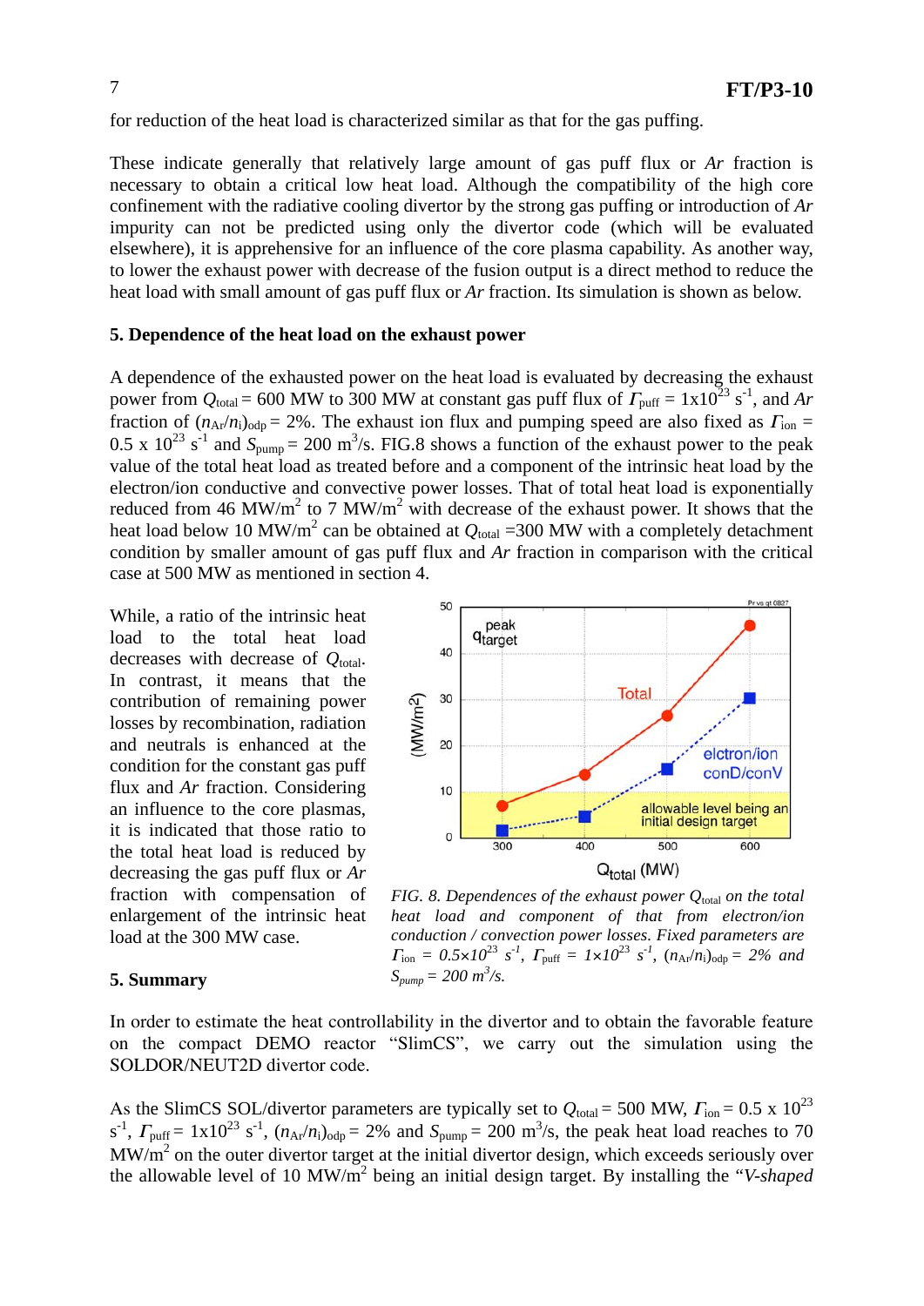for reduction of the heat load is characterized similar as that for the gas puffing.

These indicate generally that relatively large amount of gas puff flux or *Ar* fraction is necessary to obtain a critical low heat load. Although the compatibility of the high core confinement with the radiative cooling divertor by the strong gas puffing or introduction of *Ar* impurity can not be predicted using only the divertor code (which will be evaluated elsewhere), it is apprehensive for an influence of the core plasma capability. As another way, to lower the exhaust power with decrease of the fusion output is a direct method to reduce the heat load with small amount of gas puff flux or *Ar* fraction. Its simulation is shown as below.

## 5. Dependence of the heat load on the exhaust power

A dependence of the exhausted power on the heat load is evaluated by decreasing the exhaust power from $Q_{total}$ = 600 MW to 300 MW at constant gas puff flux of $\Gamma_{puff}$ = 1x10$^{23}$ s$^{-1}$, and *Ar* fraction of $(n_{Ar}/n_i)_{odp}$ = 2%. The exhaust ion flux and pumping speed are also fixed as $\Gamma_{ion}$ = 0.5 x 10$^{23}$ s$^{-1}$ and $S_{pump}$ = 200 m$^3$/s. FIG.8 shows a function of the exhaust power to the peak value of the total heat load as treated before and a component of the intrinsic heat load by the electron/ion conductive and convective power losses. That of total heat load is exponentially reduced from 46 MW/m$^2$ to 7 MW/m$^2$ with decrease of the exhaust power. It shows that the heat load below 10 MW/m$^2$ can be obtained at $Q_{total}$ =300 MW with a completely detachment condition by smaller amount of gas puff flux and *Ar* fraction in comparison with the critical case at 500 MW as mentioned in section 4.

While, a ratio of the intrinsic heat load to the total heat load decreases with decrease of $Q_{total}$. In contrast, it means that the contribution of remaining power losses by recombination, radiation and neutrals is enhanced at the condition for the constant gas puff flux and *Ar* fraction. Considering an influence to the core plasmas, it is indicated that those ratio to the total heat load is reduced by decreasing the gas puff flux or *Ar* fraction with compensation of enlargement of the intrinsic heat load at the 300 MW case.

*FIG. 8. Dependences of the exhaust power $Q_{total}$ on the total heat load and component of that from electron/ion conduction / convection power losses. Fixed parameters are $\Gamma_{ion}$ = 0.5×10$^{23}$ s$^{-1}$, $\Gamma_{puff}$ = 1×10$^{23}$ s$^{-1}$, $(n_{Ar}/n_i)_{odp}$ = 2% and $S_{pump}$ = 200 m$^3$/s.*

## 5. Summary

In order to estimate the heat controllability in the divertor and to obtain the favorable feature on the compact DEMO reactor “SlimCS”, we carry out the simulation using the SOLDOR/NEUT2D divertor code.

As the SlimCS SOL/divertor parameters are typically set to $Q_{total}$ = 500 MW, $\Gamma_{ion}$ = 0.5 x 10$^{23}$ s$^{-1}$, $\Gamma_{puff}$ = 1x10$^{23}$ s$^{-1}$, $(n_{Ar}/n_i)_{odp}$ = 2% and $S_{pump}$ = 200 m$^3$/s, the peak heat load reaches to 70 MW/m$^2$ on the outer divertor target at the initial divertor design, which exceeds seriously over the allowable level of 10 MW/m$^2$ being an initial design target. By installing the “*V-shaped*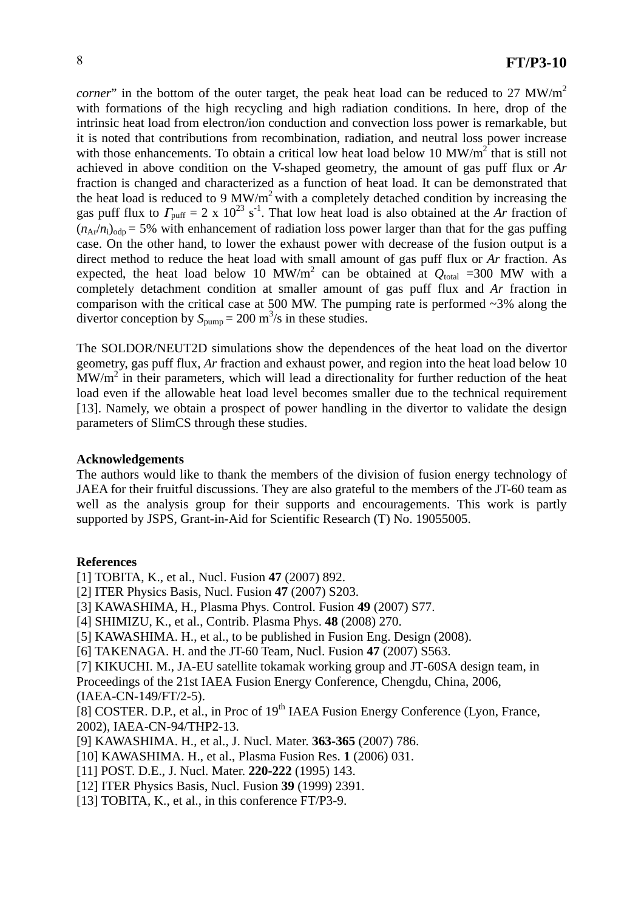*corner*" in the bottom of the outer target, the peak heat load can be reduced to 27 $MW/m^2$ with formations of the high recycling and high radiation conditions. In here, drop of the intrinsic heat load from electron/ion conduction and convection loss power is remarkable, but it is noted that contributions from recombination, radiation, and neutral loss power increase with those enhancements. To obtain a critical low heat load below 10 $MW/m^2$ that is still not achieved in above condition on the V-shaped geometry, the amount of gas puff flux or *Ar* fraction is changed and characterized as a function of heat load. It can be demonstrated that the heat load is reduced to 9 $MW/m^2$ with a completely detached condition by increasing the gas puff flux to $\Gamma_{puff}$ = 2 x $10^{23}$ $s^{-1}$. That low heat load is also obtained at the *Ar* fraction of $(n_{Ar}/n_i)_{odp}$ = 5% with enhancement of radiation loss power larger than that for the gas puffing case. On the other hand, to lower the exhaust power with decrease of the fusion output is a direct method to reduce the heat load with small amount of gas puff flux or *Ar* fraction. As expected, the heat load below 10 $MW/m^2$ can be obtained at $Q_{total}$ =300 MW with a completely detachment condition at smaller amount of gas puff flux and *Ar* fraction in comparison with the critical case at 500 MW. The pumping rate is performed ~3% along the divertor conception by $S_{pump}$ = 200 $m^3/s$ in these studies.

The SOLDOR/NEUT2D simulations show the dependences of the heat load on the divertor geometry, gas puff flux, *Ar* fraction and exhaust power, and region into the heat load below 10 $MW/m^2$ in their parameters, which will lead a directionality for further reduction of the heat load even if the allowable heat load level becomes smaller due to the technical requirement [13]. Namely, we obtain a prospect of power handling in the divertor to validate the design parameters of SlimCS through these studies.

**Acknowledgements**

The authors would like to thank the members of the division of fusion energy technology of JAEA for their fruitful discussions. They are also grateful to the members of the JT-60 team as well as the analysis group for their supports and encouragements. This work is partly supported by JSPS, Grant-in-Aid for Scientific Research (T) No. 19055005.

**References**

[1] TOBITA, K., et al., Nucl. Fusion **47** (2007) 892.
[2] ITER Physics Basis, Nucl. Fusion **47** (2007) S203.
[3] KAWASHIMA, H., Plasma Phys. Control. Fusion **49** (2007) S77.
[4] SHIMIZU, K., et al., Contrib. Plasma Phys. **48** (2008) 270.
[5] KAWASHIMA. H., et al., to be published in Fusion Eng. Design (2008).
[6] TAKENAGA. H. and the JT-60 Team, Nucl. Fusion **47** (2007) S563.
[7] KIKUCHI. M., JA-EU satellite tokamak working group and JT-60SA design team, in Proceedings of the 21st IAEA Fusion Energy Conference, Chengdu, China, 2006, (IAEA-CN-149/FT/2-5).
[8] COSTER. D.P., et al., in Proc of 19th IAEA Fusion Energy Conference (Lyon, France, 2002), IAEA-CN-94/THP2-13.
[9] KAWASHIMA. H., et al., J. Nucl. Mater. **363-365** (2007) 786.
[10] KAWASHIMA. H., et al., Plasma Fusion Res. **1** (2006) 031.
[11] POST. D.E., J. Nucl. Mater. **220-222** (1995) 143.
[12] ITER Physics Basis, Nucl. Fusion **39** (1999) 2391.
[13] TOBITA, K., et al., in this conference FT/P3-9.